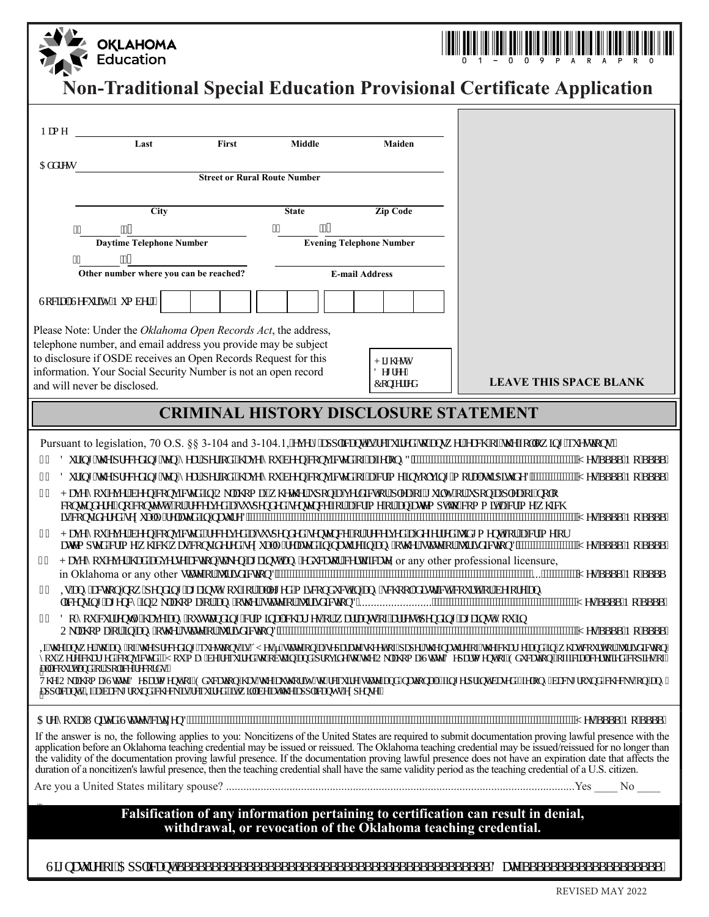# Non-Traditional Special Education Provisional Certificate Application

Name ______________________________________________
Last | First | Middle | Maiden

Address ______________________________________________
Street or Rural Route Number

______________________________________________
City | State | Zip Code

( ) ____________ &nbsp;&nbsp;&nbsp; ( ) ____________
Daytime Telephone Number | Evening Telephone Number

( ) ____________ &nbsp;&nbsp;&nbsp; ____________
Other number where you can be reached? | E-mail Address

Social Security Number: |   |   |   | - |   |   | - |   |   |   |   |

Please Note: Under the *Oklahoma Open Records Act*, the address, telephone number, and email address you provide may be subject to disclosure if OSDE receives an Open Records Request for this information. Your Social Security Number is not an open record and will never be disclosed.

Highest Degree Conferred

**LEAVE THIS SPACE BLANK**

## CRIMINAL HISTORY DISCLOSURE STATEMENT

Pursuant to legislation, 70 O.S. §§ 3-104 and 3-104.1, every applicant is required to answer each of the following questions:

1. During the preceding twenty year period have you been convicted of a felony? ........ Yes ____ No ____
2. During the preceding twenty year period have you been convicted of a crime involving moral turpitude? ........ Yes ____ No ____
3. Have you ever been convicted in Oklahoma, whether upon a verdict or plea of guilty or upon a plea of nolo contendere (no contest), or received a suspended sentence for a crime or an attempt to commit a crime which is considered sexual misconduct? ........ Yes ____ No ____
4. Have you ever been convicted or received a suspended sentence or received a deferred judgment for a crime or attempted crime which was considered sexual misconduct in any other state or jurisdiction? ........ Yes ____ No ____
5. Have you ever had adverse action taken against an educator certificate, or any other professional licensure, in Oklahoma or any other state or jurisdiction? ........ Yes ____ No ____
6. Is an action now pending against you for alleged misconduct in school districts or before an licensing agency in Oklahoma or any other state or jurisdiction? ........ Yes ____ No ____
7. Do you currently have an outstanding criminal charge or warrant or arrest pending against you in Oklahoma or in any other state or jurisdiction? ........ Yes ____ No ____

If the answer to any of the preceding questions is "Yes," state on separate sheets of paper the nature of the charge and in what court or jurisdiction you were charged or convicted. You may be required to obtain and provide to the Oklahoma State Department of Education official certified copies of all court and/or police records.

The Oklahoma State Department of Education has the authority to require state and national fingerprint-based criminal background checks on any applicant. If a background check is required, it will be at the applicant's expense.

Are you a United States citizen? ........ Yes ____ No ____

If the answer is no, the following applies to you: Noncitizens of the United States are required to submit documentation proving lawful presence with the application before an Oklahoma teaching credential may be issued or reissued. The Oklahoma teaching credential may be issued/reissued for no longer than the validity of the documentation proving lawful presence. If the documentation proving lawful presence does not have an expiration date that affects the duration of a noncitizen's lawful presence, then the teaching credential shall have the same validity period as the teaching credential of a U.S. citizen.

Are you a United States military spouse? ........ Yes ____ No ____

**Falsification of any information pertaining to certification can result in denial, withdrawal, or revocation of the Oklahoma teaching credential.**

Signature of Applicant ______________________________ Date ______________

REVISED MAY 2022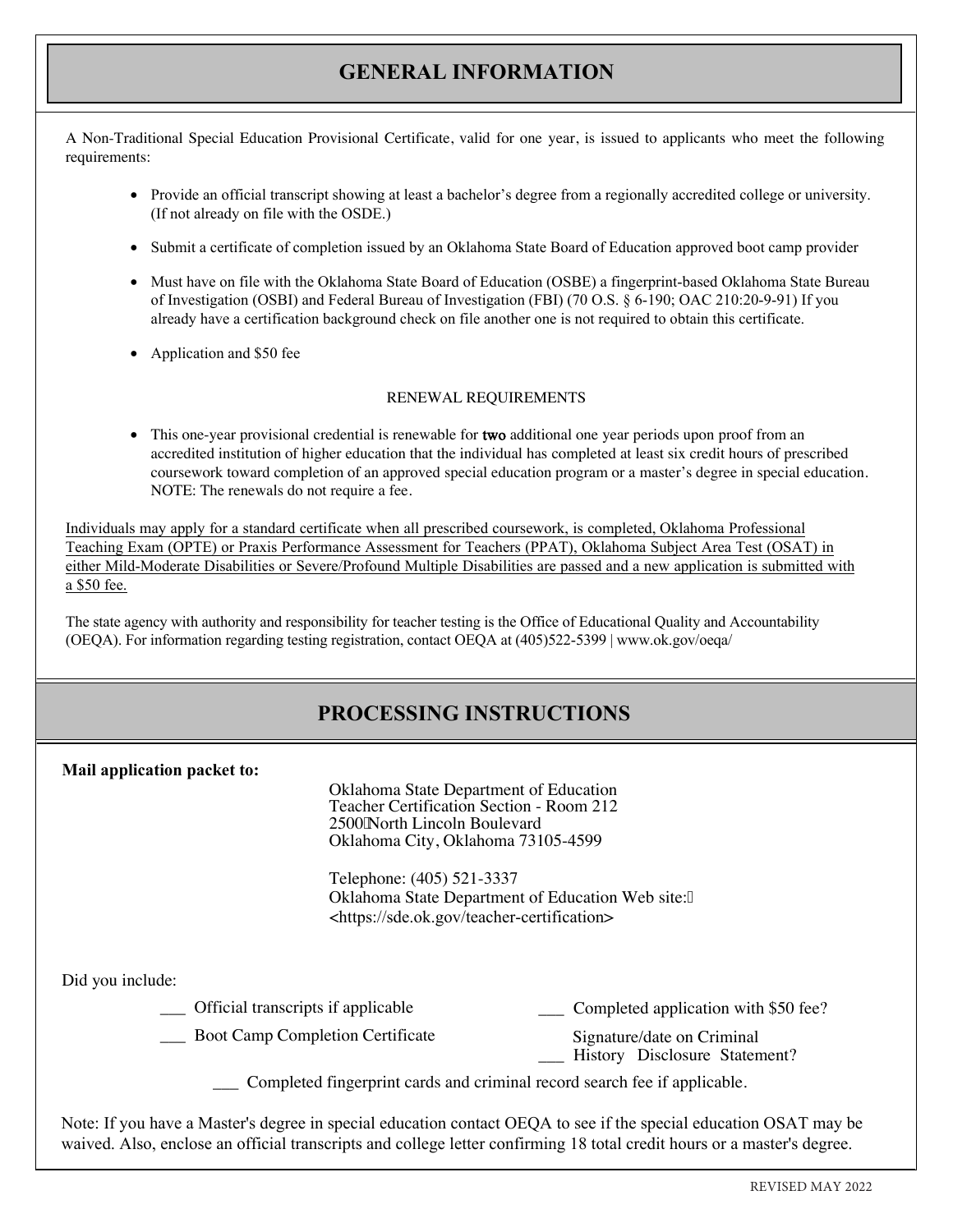## GENERAL INFORMATION

A Non-Traditional Special Education Provisional Certificate, valid for one year, is issued to applicants who meet the following requirements:

- Provide an official transcript showing at least a bachelor's degree from a regionally accredited college or university. (If not already on file with the OSDE.)
- Submit a certificate of completion issued by an Oklahoma State Board of Education approved boot camp provider
- Must have on file with the Oklahoma State Board of Education (OSBE) a fingerprint-based Oklahoma State Bureau of Investigation (OSBI) and Federal Bureau of Investigation (FBI) (70 O.S. § 6-190; OAC 210:20-9-91) If you already have a certification background check on file another one is not required to obtain this certificate.
- Application and $50 fee

RENEWAL REQUIREMENTS

- This one-year provisional credential is renewable for **two** additional one year periods upon proof from an accredited institution of higher education that the individual has completed at least six credit hours of prescribed coursework toward completion of an approved special education program or a master's degree in special education. NOTE: The renewals do not require a fee.

<u>Individuals may apply for a standard certificate when all prescribed coursework, is completed, Oklahoma Professional Teaching Exam (OPTE) or Praxis Performance Assessment for Teachers (PPAT), Oklahoma Subject Area Test (OSAT) in either Mild-Moderate Disabilities or Severe/Profound Multiple Disabilities are passed and a new application is submitted with a $50 fee.</u>

The state agency with authority and responsibility for teacher testing is the Office of Educational Quality and Accountability (OEQA). For information regarding testing registration, contact OEQA at (405)522-5399 | www.ok.gov/oeqa/

## PROCESSING INSTRUCTIONS

**Mail application packet to:**

Oklahoma State Department of Education
Teacher Certification Section - Room 212
2500 North Lincoln Boulevard
Oklahoma City, Oklahoma 73105-4599

Telephone: (405) 521-3337
Oklahoma State Department of Education Web site:
<https://sde.ok.gov/teacher-certification>

Did you include:

___ Official transcripts if applicable

___ Boot Camp Completion Certificate

___ Completed application with $50 fee?

___ Signature/date on Criminal History Disclosure Statement?

___ Completed fingerprint cards and criminal record search fee if applicable.

Note: If you have a Master's degree in special education contact OEQA to see if the special education OSAT may be waived. Also, enclose an official transcripts and college letter confirming 18 total credit hours or a master's degree.

REVISED MAY 2022